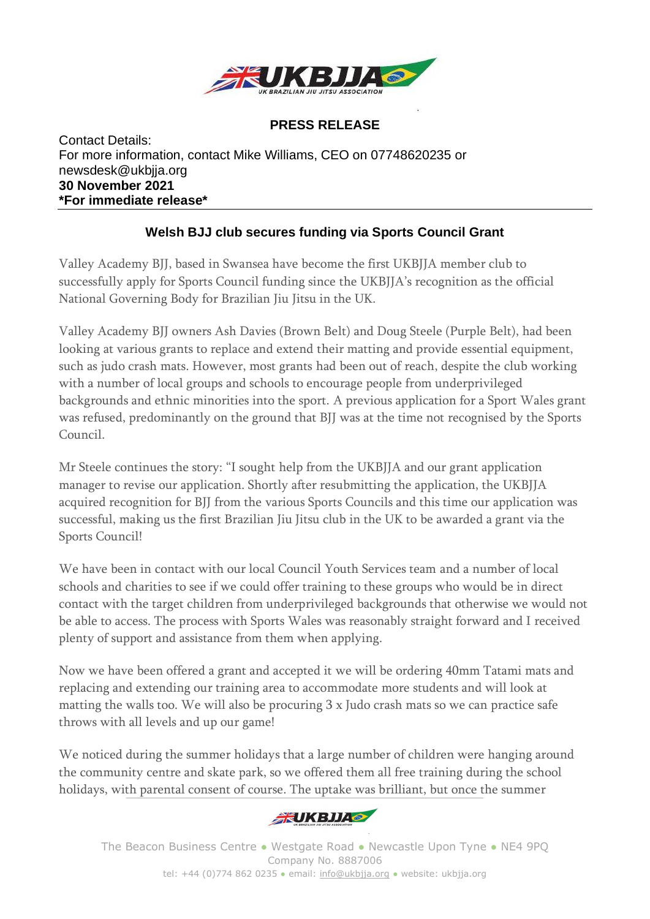**PRESS RELEASE**

Contact Details:
For more information, contact Mike Williams, CEO on 07748620235 or newsdesk@ukbjja.org
**30 November 2021**
***For immediate release***

## Welsh BJJ club secures funding via Sports Council Grant

Valley Academy BJJ, based in Swansea have become the first UKBJJA member club to successfully apply for Sports Council funding since the UKBJJA's recognition as the official National Governing Body for Brazilian Jiu Jitsu in the UK.

Valley Academy BJJ owners Ash Davies (Brown Belt) and Doug Steele (Purple Belt), had been looking at various grants to replace and extend their matting and provide essential equipment, such as judo crash mats. However, most grants had been out of reach, despite the club working with a number of local groups and schools to encourage people from underprivileged backgrounds and ethnic minorities into the sport. A previous application for a Sport Wales grant was refused, predominantly on the ground that BJJ was at the time not recognised by the Sports Council.

Mr Steele continues the story: "I sought help from the UKBJJA and our grant application manager to revise our application. Shortly after resubmitting the application, the UKBJJA acquired recognition for BJJ from the various Sports Councils and this time our application was successful, making us the first Brazilian Jiu Jitsu club in the UK to be awarded a grant via the Sports Council!

We have been in contact with our local Council Youth Services team and a number of local schools and charities to see if we could offer training to these groups who would be in direct contact with the target children from underprivileged backgrounds that otherwise we would not be able to access. The process with Sports Wales was reasonably straight forward and I received plenty of support and assistance from them when applying.

Now we have been offered a grant and accepted it we will be ordering 40mm Tatami mats and replacing and extending our training area to accommodate more students and will look at matting the walls too. We will also be procuring 3 x Judo crash mats so we can practice safe throws with all levels and up our game!

We noticed during the summer holidays that a large number of children were hanging around the community centre and skate park, so we offered them all free training during the school holidays, with parental consent of course. The uptake was brilliant, but once the summer

The Beacon Business Centre • Westgate Road • Newcastle Upon Tyne • NE4 9PQ
Company No. 8887006
tel: +44 (0)774 862 0235 • email: info@ukbjja.org • website: ukbjja.org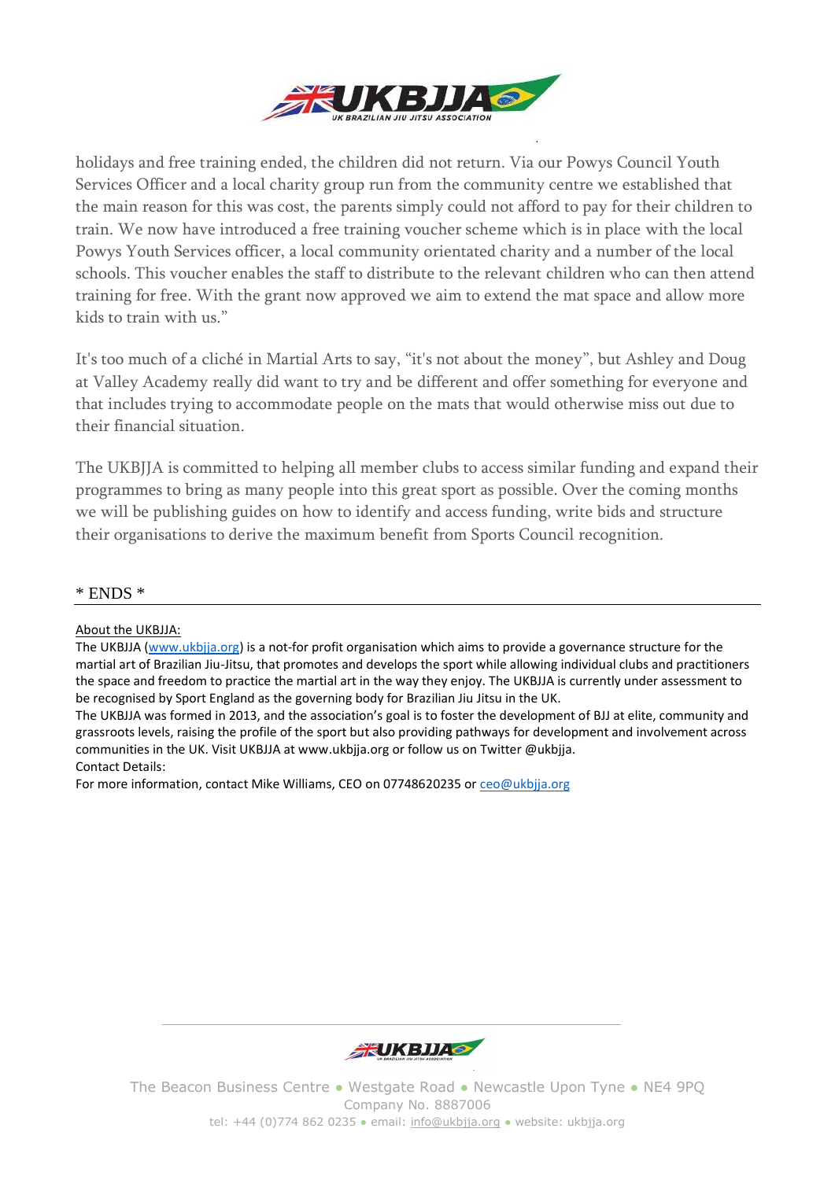holidays and free training ended, the children did not return. Via our Powys Council Youth Services Officer and a local charity group run from the community centre we established that the main reason for this was cost, the parents simply could not afford to pay for their children to train. We now have introduced a free training voucher scheme which is in place with the local Powys Youth Services officer, a local community orientated charity and a number of the local schools. This voucher enables the staff to distribute to the relevant children who can then attend training for free. With the grant now approved we aim to extend the mat space and allow more kids to train with us."

It's too much of a cliché in Martial Arts to say, "it's not about the money", but Ashley and Doug at Valley Academy really did want to try and be different and offer something for everyone and that includes trying to accommodate people on the mats that would otherwise miss out due to their financial situation.

The UKBJJA is committed to helping all member clubs to access similar funding and expand their programmes to bring as many people into this great sport as possible. Over the coming months we will be publishing guides on how to identify and access funding, write bids and structure their organisations to derive the maximum benefit from Sports Council recognition.

\* ENDS \*

---

About the UKBJJA:

The UKBJJA (www.ukbjja.org) is a not-for profit organisation which aims to provide a governance structure for the martial art of Brazilian Jiu-Jitsu, that promotes and develops the sport while allowing individual clubs and practitioners the space and freedom to practice the martial art in the way they enjoy. The UKBJJA is currently under assessment to be recognised by Sport England as the governing body for Brazilian Jiu Jitsu in the UK.

The UKBJJA was formed in 2013, and the association's goal is to foster the development of BJJ at elite, community and grassroots levels, raising the profile of the sport but also providing pathways for development and involvement across communities in the UK. Visit UKBJJA at www.ukbjja.org or follow us on Twitter @ukbjja.

Contact Details:

For more information, contact Mike Williams, CEO on 07748620235 or ceo@ukbjja.org

The Beacon Business Centre • Westgate Road • Newcastle Upon Tyne • NE4 9PQ
Company No. 8887006
tel: +44 (0)774 862 0235 • email: info@ukbjja.org • website: ukbjja.org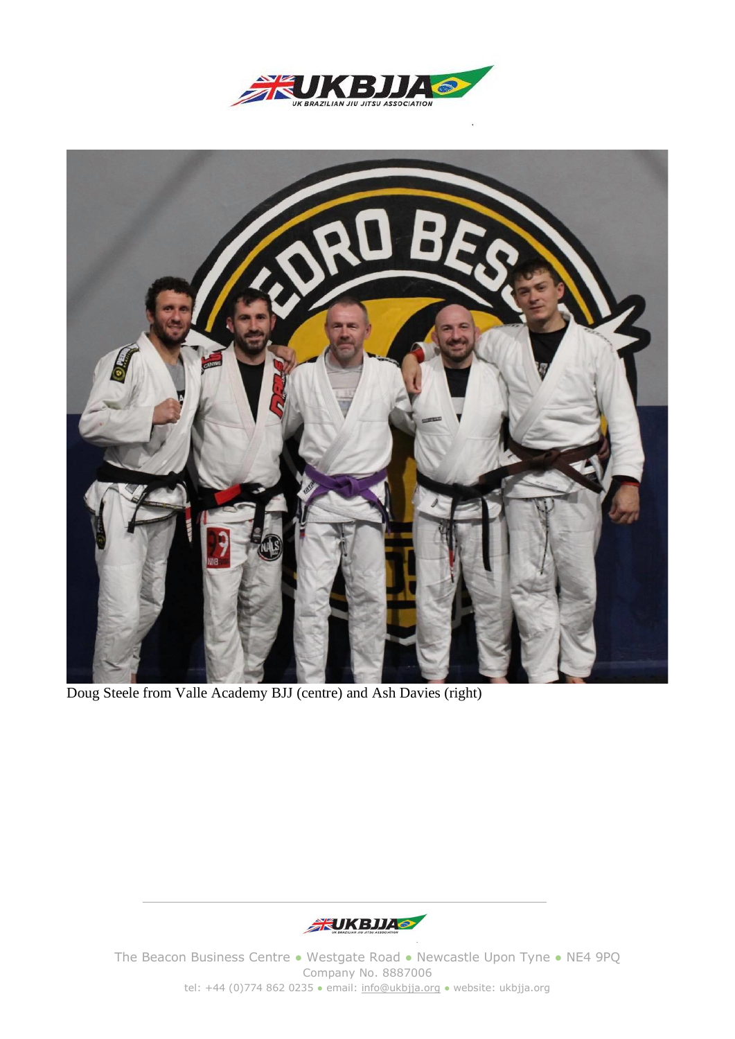Doug Steele from Valle Academy BJJ (centre) and Ash Davies (right)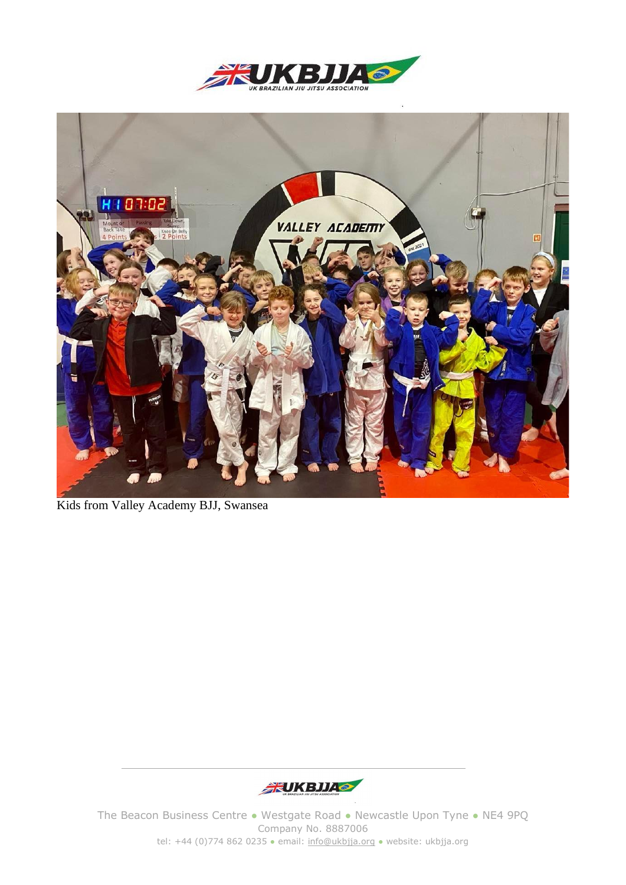Kids from Valley Academy BJJ, Swansea